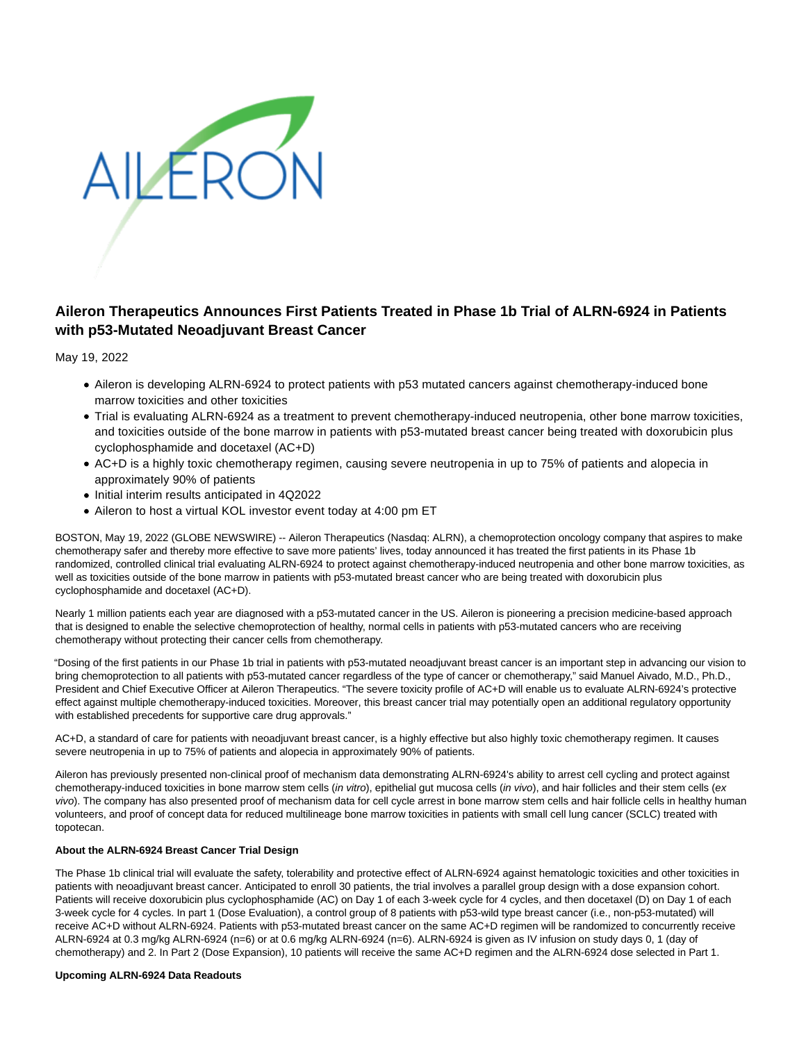# Aileron Therapeutics Announces First Patients Treated in Phase 1b Trial of ALRN-6924 in Patients with p53-Mutated Neoadjuvant Breast Cancer

May 19, 2022

- Aileron is developing ALRN-6924 to protect patients with p53 mutated cancers against chemotherapy-induced bone marrow toxicities and other toxicities
- Trial is evaluating ALRN-6924 as a treatment to prevent chemotherapy-induced neutropenia, other bone marrow toxicities, and toxicities outside of the bone marrow in patients with p53-mutated breast cancer being treated with doxorubicin plus cyclophosphamide and docetaxel (AC+D)
- AC+D is a highly toxic chemotherapy regimen, causing severe neutropenia in up to 75% of patients and alopecia in approximately 90% of patients
- Initial interim results anticipated in 4Q2022
- Aileron to host a virtual KOL investor event today at 4:00 pm ET

BOSTON, May 19, 2022 (GLOBE NEWSWIRE) -- Aileron Therapeutics (Nasdaq: ALRN), a chemoprotection oncology company that aspires to make chemotherapy safer and thereby more effective to save more patients' lives, today announced it has treated the first patients in its Phase 1b randomized, controlled clinical trial evaluating ALRN-6924 to protect against chemotherapy-induced neutropenia and other bone marrow toxicities, as well as toxicities outside of the bone marrow in patients with p53-mutated breast cancer who are being treated with doxorubicin plus cyclophosphamide and docetaxel (AC+D).

Nearly 1 million patients each year are diagnosed with a p53-mutated cancer in the US. Aileron is pioneering a precision medicine-based approach that is designed to enable the selective chemoprotection of healthy, normal cells in patients with p53-mutated cancers who are receiving chemotherapy without protecting their cancer cells from chemotherapy.

"Dosing of the first patients in our Phase 1b trial in patients with p53-mutated neoadjuvant breast cancer is an important step in advancing our vision to bring chemoprotection to all patients with p53-mutated cancer regardless of the type of cancer or chemotherapy," said Manuel Aivado, M.D., Ph.D., President and Chief Executive Officer at Aileron Therapeutics. "The severe toxicity profile of AC+D will enable us to evaluate ALRN-6924's protective effect against multiple chemotherapy-induced toxicities. Moreover, this breast cancer trial may potentially open an additional regulatory opportunity with established precedents for supportive care drug approvals."

AC+D, a standard of care for patients with neoadjuvant breast cancer, is a highly effective but also highly toxic chemotherapy regimen. It causes severe neutropenia in up to 75% of patients and alopecia in approximately 90% of patients.

Aileron has previously presented non-clinical proof of mechanism data demonstrating ALRN-6924's ability to arrest cell cycling and protect against chemotherapy-induced toxicities in bone marrow stem cells (*in vitro*), epithelial gut mucosa cells (*in vivo*), and hair follicles and their stem cells (*ex vivo*). The company has also presented proof of mechanism data for cell cycle arrest in bone marrow stem cells and hair follicle cells in healthy human volunteers, and proof of concept data for reduced multilineage bone marrow toxicities in patients with small cell lung cancer (SCLC) treated with topotecan.

**About the ALRN-6924 Breast Cancer Trial Design**

The Phase 1b clinical trial will evaluate the safety, tolerability and protective effect of ALRN-6924 against hematologic toxicities and other toxicities in patients with neoadjuvant breast cancer. Anticipated to enroll 30 patients, the trial involves a parallel group design with a dose expansion cohort. Patients will receive doxorubicin plus cyclophosphamide (AC) on Day 1 of each 3-week cycle for 4 cycles, and then docetaxel (D) on Day 1 of each 3-week cycle for 4 cycles. In part 1 (Dose Evaluation), a control group of 8 patients with p53-wild type breast cancer (i.e., non-p53-mutated) will receive AC+D without ALRN-6924. Patients with p53-mutated breast cancer on the same AC+D regimen will be randomized to concurrently receive ALRN-6924 at 0.3 mg/kg ALRN-6924 (n=6) or at 0.6 mg/kg ALRN-6924 (n=6). ALRN-6924 is given as IV infusion on study days 0, 1 (day of chemotherapy) and 2. In Part 2 (Dose Expansion), 10 patients will receive the same AC+D regimen and the ALRN-6924 dose selected in Part 1.

**Upcoming ALRN-6924 Data Readouts**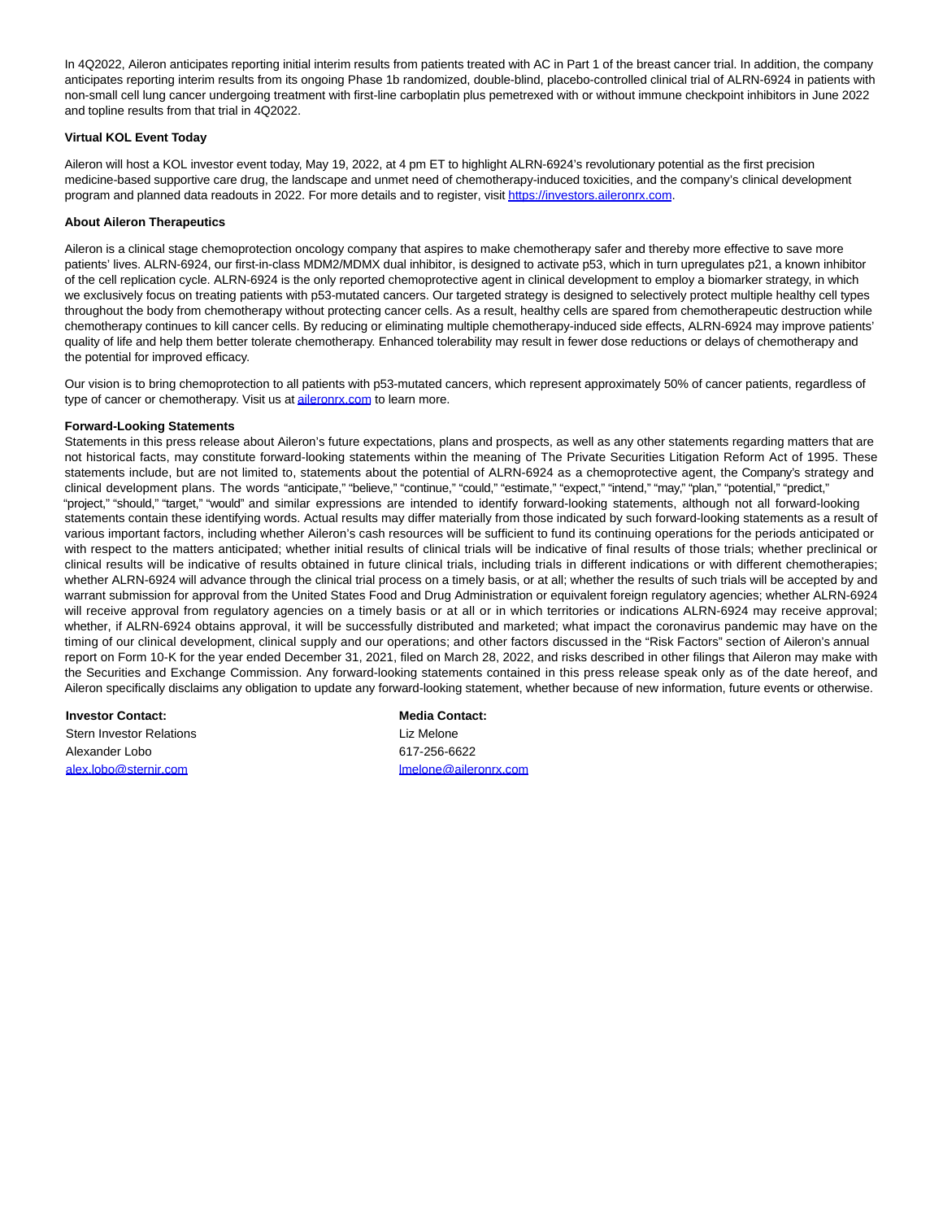In 4Q2022, Aileron anticipates reporting initial interim results from patients treated with AC in Part 1 of the breast cancer trial. In addition, the company anticipates reporting interim results from its ongoing Phase 1b randomized, double-blind, placebo-controlled clinical trial of ALRN-6924 in patients with non-small cell lung cancer undergoing treatment with first-line carboplatin plus pemetrexed with or without immune checkpoint inhibitors in June 2022 and topline results from that trial in 4Q2022.

**Virtual KOL Event Today**

Aileron will host a KOL investor event today, May 19, 2022, at 4 pm ET to highlight ALRN-6924's revolutionary potential as the first precision medicine-based supportive care drug, the landscape and unmet need of chemotherapy-induced toxicities, and the company's clinical development program and planned data readouts in 2022. For more details and to register, visit https://investors.aileronrx.com.

**About Aileron Therapeutics**

Aileron is a clinical stage chemoprotection oncology company that aspires to make chemotherapy safer and thereby more effective to save more patients' lives. ALRN-6924, our first-in-class MDM2/MDMX dual inhibitor, is designed to activate p53, which in turn upregulates p21, a known inhibitor of the cell replication cycle. ALRN-6924 is the only reported chemoprotective agent in clinical development to employ a biomarker strategy, in which we exclusively focus on treating patients with p53-mutated cancers. Our targeted strategy is designed to selectively protect multiple healthy cell types throughout the body from chemotherapy without protecting cancer cells. As a result, healthy cells are spared from chemotherapeutic destruction while chemotherapy continues to kill cancer cells. By reducing or eliminating multiple chemotherapy-induced side effects, ALRN-6924 may improve patients' quality of life and help them better tolerate chemotherapy. Enhanced tolerability may result in fewer dose reductions or delays of chemotherapy and the potential for improved efficacy.

Our vision is to bring chemoprotection to all patients with p53-mutated cancers, which represent approximately 50% of cancer patients, regardless of type of cancer or chemotherapy. Visit us at aileronrx.com to learn more.

**Forward-Looking Statements**

Statements in this press release about Aileron's future expectations, plans and prospects, as well as any other statements regarding matters that are not historical facts, may constitute forward-looking statements within the meaning of The Private Securities Litigation Reform Act of 1995. These statements include, but are not limited to, statements about the potential of ALRN-6924 as a chemoprotective agent, the Company's strategy and clinical development plans. The words "anticipate," "believe," "continue," "could," "estimate," "expect," "intend," "may," "plan," "potential," "predict," "project," "should," "target," "would" and similar expressions are intended to identify forward-looking statements, although not all forward-looking statements contain these identifying words. Actual results may differ materially from those indicated by such forward-looking statements as a result of various important factors, including whether Aileron's cash resources will be sufficient to fund its continuing operations for the periods anticipated or with respect to the matters anticipated; whether initial results of clinical trials will be indicative of final results of those trials; whether preclinical or clinical results will be indicative of results obtained in future clinical trials, including trials in different indications or with different chemotherapies; whether ALRN-6924 will advance through the clinical trial process on a timely basis, or at all; whether the results of such trials will be accepted by and warrant submission for approval from the United States Food and Drug Administration or equivalent foreign regulatory agencies; whether ALRN-6924 will receive approval from regulatory agencies on a timely basis or at all or in which territories or indications ALRN-6924 may receive approval; whether, if ALRN-6924 obtains approval, it will be successfully distributed and marketed; what impact the coronavirus pandemic may have on the timing of our clinical development, clinical supply and our operations; and other factors discussed in the "Risk Factors" section of Aileron's annual report on Form 10-K for the year ended December 31, 2021, filed on March 28, 2022, and risks described in other filings that Aileron may make with the Securities and Exchange Commission. Any forward-looking statements contained in this press release speak only as of the date hereof, and Aileron specifically disclaims any obligation to update any forward-looking statement, whether because of new information, future events or otherwise.

**Investor Contact:**
Stern Investor Relations
Alexander Lobo
alex.lobo@sternir.com

**Media Contact:**
Liz Melone
617-256-6622
lmelone@aileronrx.com